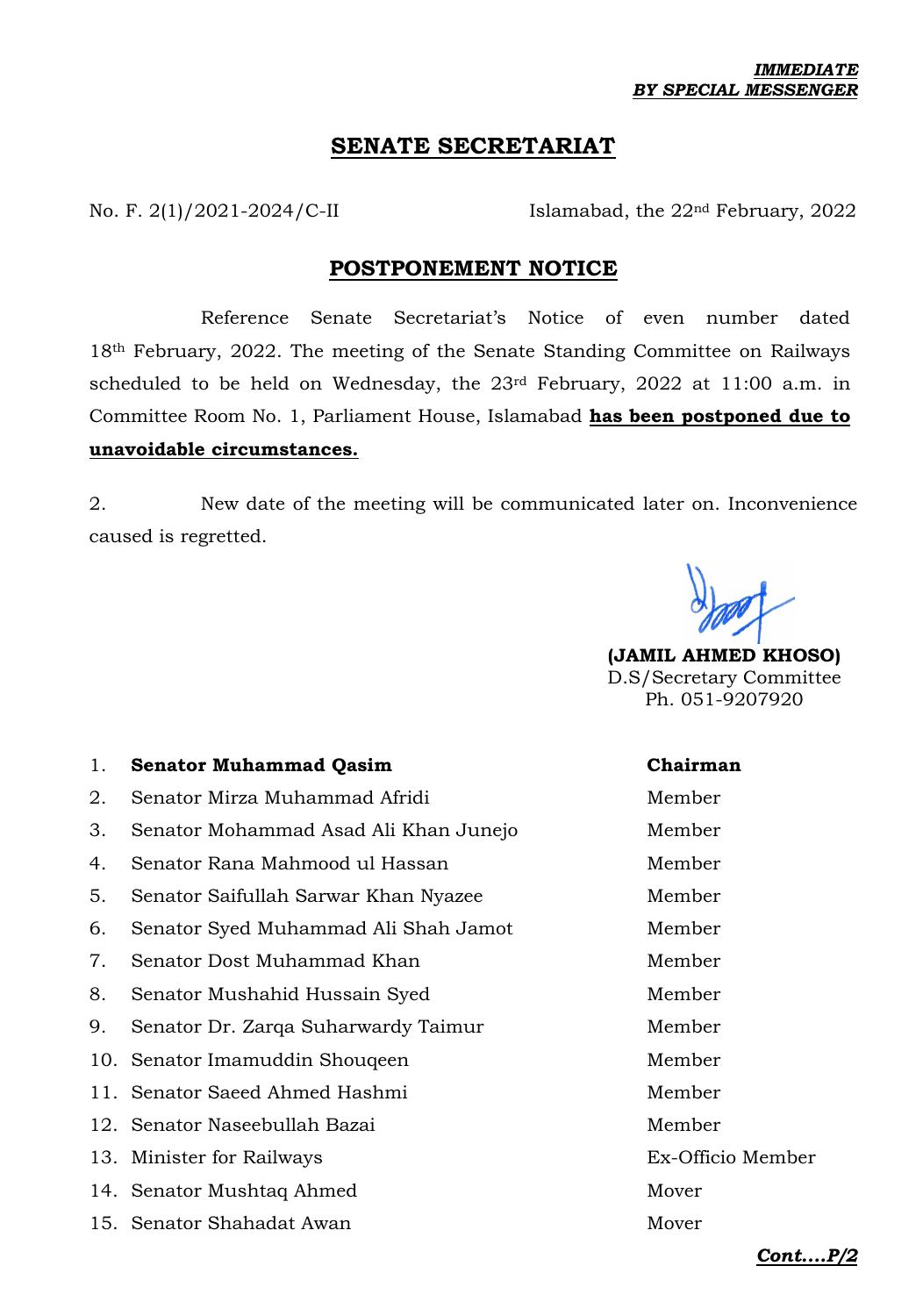***IMMEDIATE***
***BY SPECIAL MESSENGER***

# SENATE SECRETARIAT

No. F. 2(1)/2021-2024/C-II Islamabad, the 22nd February, 2022

## POSTPONEMENT NOTICE

Reference Senate Secretariat's Notice of even number dated 18th February, 2022. The meeting of the Senate Standing Committee on Railways scheduled to be held on Wednesday, the 23rd February, 2022 at 11:00 a.m. in Committee Room No. 1, Parliament House, Islamabad **has been postponed due to unavoidable circumstances.**

2. New date of the meeting will be communicated later on. Inconvenience caused is regretted.

**(JAMIL AHMED KHOSO)**
D.S/Secretary Committee
Ph. 051-9207920

| | | |
|---|---|---|
| 1. | **Senator Muhammad Qasim** | **Chairman** |
| 2. | Senator Mirza Muhammad Afridi | Member |
| 3. | Senator Mohammad Asad Ali Khan Junejo | Member |
| 4. | Senator Rana Mahmood ul Hassan | Member |
| 5. | Senator Saifullah Sarwar Khan Nyazee | Member |
| 6. | Senator Syed Muhammad Ali Shah Jamot | Member |
| 7. | Senator Dost Muhammad Khan | Member |
| 8. | Senator Mushahid Hussain Syed | Member |
| 9. | Senator Dr. Zarqa Suharwardy Taimur | Member |
| 10. | Senator Imamuddin Shouqeen | Member |
| 11. | Senator Saeed Ahmed Hashmi | Member |
| 12. | Senator Naseebullah Bazai | Member |
| 13. | Minister for Railways | Ex-Officio Member |
| 14. | Senator Mushtaq Ahmed | Mover |
| 15. | Senator Shahadat Awan | Mover |

***Cont….P/2***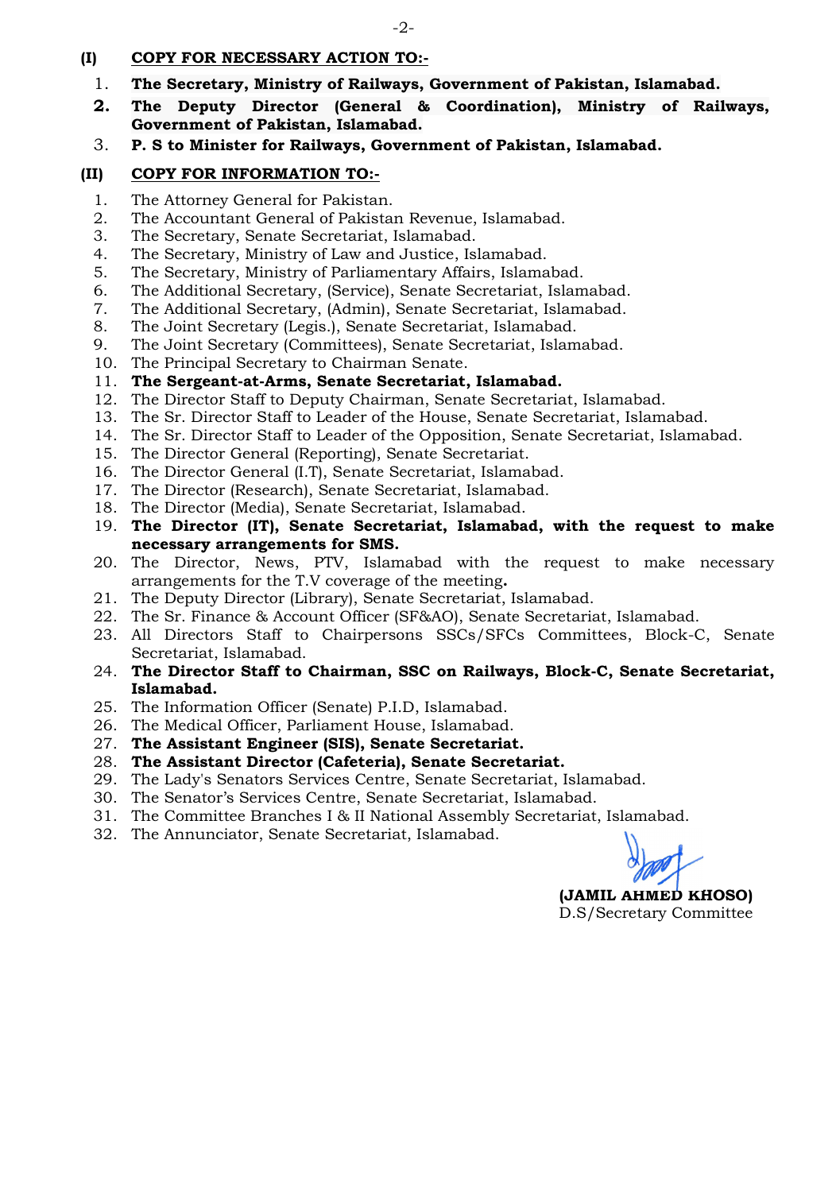**(I) COPY FOR NECESSARY ACTION TO:-**

1. **The Secretary, Ministry of Railways, Government of Pakistan, Islamabad.**
2. **The Deputy Director (General & Coordination), Ministry of Railways, Government of Pakistan, Islamabad.**
3. **P. S to Minister for Railways, Government of Pakistan, Islamabad.**

**(II) COPY FOR INFORMATION TO:-**

1. The Attorney General for Pakistan.
2. The Accountant General of Pakistan Revenue, Islamabad.
3. The Secretary, Senate Secretariat, Islamabad.
4. The Secretary, Ministry of Law and Justice, Islamabad.
5. The Secretary, Ministry of Parliamentary Affairs, Islamabad.
6. The Additional Secretary, (Service), Senate Secretariat, Islamabad.
7. The Additional Secretary, (Admin), Senate Secretariat, Islamabad.
8. The Joint Secretary (Legis.), Senate Secretariat, Islamabad.
9. The Joint Secretary (Committees), Senate Secretariat, Islamabad.
10. The Principal Secretary to Chairman Senate.
11. **The Sergeant-at-Arms, Senate Secretariat, Islamabad.**
12. The Director Staff to Deputy Chairman, Senate Secretariat, Islamabad.
13. The Sr. Director Staff to Leader of the House, Senate Secretariat, Islamabad.
14. The Sr. Director Staff to Leader of the Opposition, Senate Secretariat, Islamabad.
15. The Director General (Reporting), Senate Secretariat.
16. The Director General (I.T), Senate Secretariat, Islamabad.
17. The Director (Research), Senate Secretariat, Islamabad.
18. The Director (Media), Senate Secretariat, Islamabad.
19. **The Director (IT), Senate Secretariat, Islamabad, with the request to make necessary arrangements for SMS.**
20. The Director, News, PTV, Islamabad with the request to make necessary arrangements for the T.V coverage of the meeting**.**
21. The Deputy Director (Library), Senate Secretariat, Islamabad.
22. The Sr. Finance & Account Officer (SF&AO), Senate Secretariat, Islamabad.
23. All Directors Staff to Chairpersons SSCs/SFCs Committees, Block-C, Senate Secretariat, Islamabad.
24. **The Director Staff to Chairman, SSC on Railways, Block-C, Senate Secretariat, Islamabad.**
25. The Information Officer (Senate) P.I.D, Islamabad.
26. The Medical Officer, Parliament House, Islamabad.
27. **The Assistant Engineer (SIS), Senate Secretariat.**
28. **The Assistant Director (Cafeteria), Senate Secretariat.**
29. The Lady's Senators Services Centre, Senate Secretariat, Islamabad.
30. The Senator's Services Centre, Senate Secretariat, Islamabad.
31. The Committee Branches I & II National Assembly Secretariat, Islamabad.
32. The Annunciator, Senate Secretariat, Islamabad.

**(JAMIL AHMED KHOSO)**
D.S/Secretary Committee